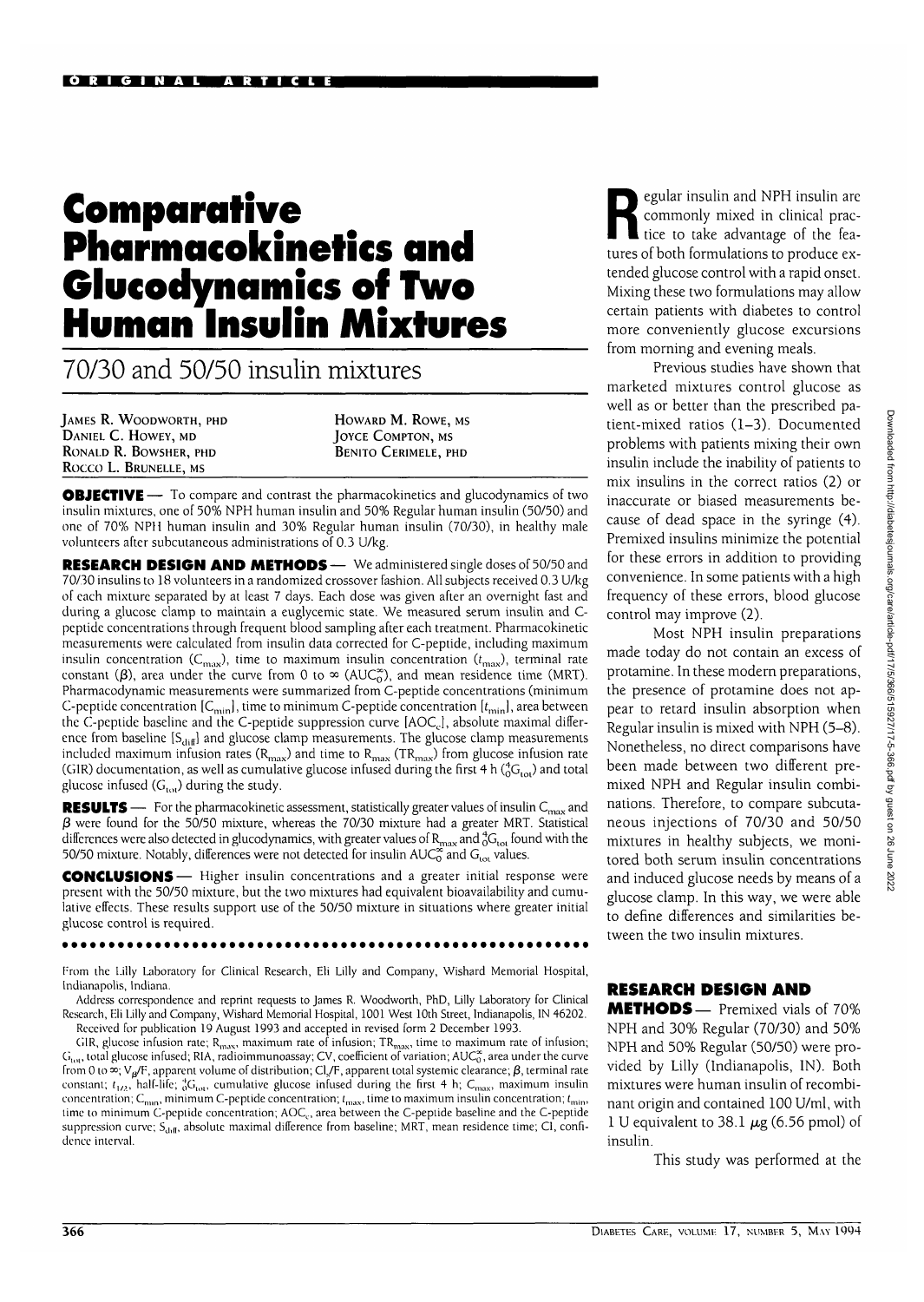ORIGINAL ARTICLE

# Comparative Pharmacokinetics and Glucodynamics of Two Human Insulin Mixtures

## 70/30 and 50/50 insulin mixtures

JAMES R. WOODWORTH, PHD
DANIEL C. HOWEY, MD
RONALD R. BOWSHER, PHD
ROCCO L. BRUNELLE, MS
HOWARD M. ROWE, MS
JOYCE COMPTON, MS
BENITO CERIMELE, PHD

**OBJECTIVE** — To compare and contrast the pharmacokinetics and glucodynamics of two insulin mixtures, one of 50% NPH human insulin and 50% Regular human insulin (50/50) and one of 70% NPH human insulin and 30% Regular human insulin (70/30), in healthy male volunteers after subcutaneous administrations of 0.3 U/kg.

**RESEARCH DESIGN AND METHODS** — We administered single doses of 50/50 and 70/30 insulins to 18 volunteers in a randomized crossover fashion. All subjects received 0.3 U/kg of each mixture separated by at least 7 days. Each dose was given after an overnight fast and during a glucose clamp to maintain a euglycemic state. We measured serum insulin and C-peptide concentrations through frequent blood sampling after each treatment. Pharmacokinetic measurements were calculated from insulin data corrected for C-peptide, including maximum insulin concentration ($C_{max}$), time to maximum insulin concentration ($t_{max}$), terminal rate constant ($\beta$), area under the curve from 0 to $\infty$ ($AUC_0^\infty$), and mean residence time (MRT). Pharmacodynamic measurements were summarized from C-peptide concentrations (minimum C-peptide concentration [$C_{min}$], time to minimum C-peptide concentration [$t_{min}$], area between the C-peptide baseline and the C-peptide suppression curve [$AOC_c$], absolute maximal difference from baseline [$S_{diff}$] and glucose clamp measurements. The glucose clamp measurements included maximum infusion rates ($R_{max}$) and time to $R_{max}$ ($TR_{max}$) from glucose infusion rate (GIR) documentation, as well as cumulative glucose infused during the first 4 h (${}_0^4G_{tot}$) and total glucose infused ($G_{tot}$) during the study.

**RESULTS** — For the pharmacokinetic assessment, statistically greater values of insulin $C_{max}$ and $\beta$ were found for the 50/50 mixture, whereas the 70/30 mixture had a greater MRT. Statistical differences were also detected in glucodynamics, with greater values of $R_{max}$ and ${}_0^4G_{tot}$ found with the 50/50 mixture. Notably, differences were not detected for insulin $AUC_0^\infty$ and $G_{tot}$ values.

**CONCLUSIONS** — Higher insulin concentrations and a greater initial response were present with the 50/50 mixture, but the two mixtures had equivalent bioavailability and cumulative effects. These results support use of the 50/50 mixture in situations where greater initial glucose control is required.

From the Lilly Laboratory for Clinical Research, Eli Lilly and Company, Wishard Memorial Hospital, Indianapolis, Indiana.

Address correspondence and reprint requests to James R. Woodworth, PhD, Lilly Laboratory for Clinical Research, Eli Lilly and Company, Wishard Memorial Hospital, 1001 West 10th Street, Indianapolis, IN 46202.

Received for publication 19 August 1993 and accepted in revised form 2 December 1993.

GIR, glucose infusion rate; $R_{max}$, maximum rate of infusion; $TR_{max}$, time to maximum rate of infusion; $G_{tot}$, total glucose infused; RIA, radioimmunoassay; CV, coefficient of variation; $AUC_0^\infty$, area under the curve from 0 to $\infty$; $V_\beta$/F, apparent volume of distribution; $Cl_s$/F, apparent total systemic clearance; $\beta$, terminal rate constant; $t_{1/2}$, half-life; ${}_0^4G_{tot}$, cumulative glucose infused during the first 4 h; $C_{max}$, maximum insulin concentration; $C_{min}$, minimum C-peptide concentration; $t_{max}$, time to maximum insulin concentration; $t_{min}$, time to minimum C-peptide concentration; $AOC_c$, area between the C-peptide baseline and the C-peptide suppression curve; $S_{diff}$, absolute maximal difference from baseline; MRT, mean residence time; CI, confidence interval.

Regular insulin and NPH insulin are commonly mixed in clinical practice to take advantage of the features of both formulations to produce extended glucose control with a rapid onset. Mixing these two formulations may allow certain patients with diabetes to control more conveniently glucose excursions from morning and evening meals.

Previous studies have shown that marketed mixtures control glucose as well as or better than the prescribed patient-mixed ratios (1–3). Documented problems with patients mixing their own insulin include the inability of patients to mix insulins in the correct ratios (2) or inaccurate or biased measurements because of dead space in the syringe (4). Premixed insulins minimize the potential for these errors in addition to providing convenience. In some patients with a high frequency of these errors, blood glucose control may improve (2).

Most NPH insulin preparations made today do not contain an excess of protamine. In these modern preparations, the presence of protamine does not appear to retard insulin absorption when Regular insulin is mixed with NPH (5–8). Nonetheless, no direct comparisons have been made between two different premixed NPH and Regular insulin combinations. Therefore, to compare subcutaneous injections of 70/30 and 50/50 mixtures in healthy subjects, we monitored both serum insulin concentrations and induced glucose needs by means of a glucose clamp. In this way, we were able to define differences and similarities between the two insulin mixtures.

## RESEARCH DESIGN AND METHODS

Premixed vials of 70% NPH and 30% Regular (70/30) and 50% NPH and 50% Regular (50/50) were provided by Lilly (Indianapolis, IN). Both mixtures were human insulin of recombinant origin and contained 100 U/ml, with 1 U equivalent to 38.1 μg (6.56 pmol) of insulin.

This study was performed at the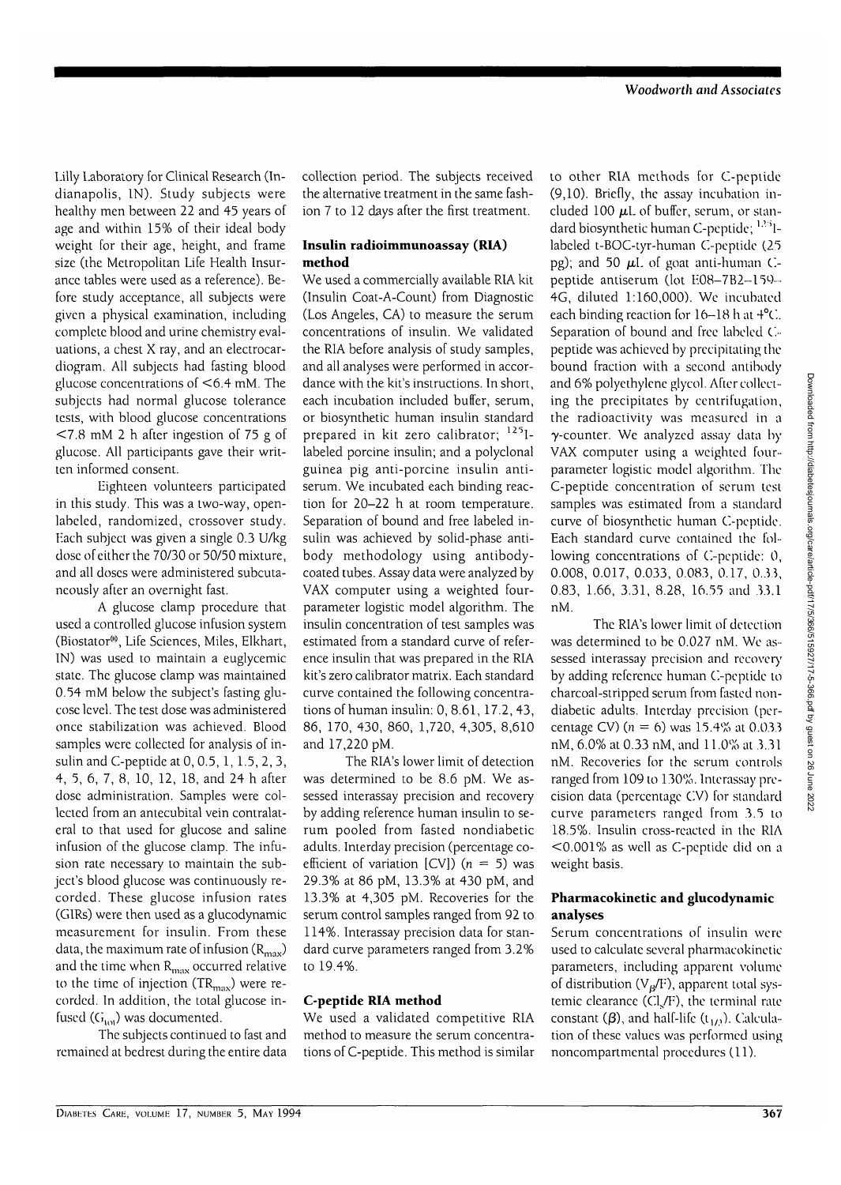Lilly Laboratory for Clinical Research (Indianapolis, IN). Study subjects were healthy men between 22 and 45 years of age and within 15% of their ideal body weight for their age, height, and frame size (the Metropolitan Life Health Insurance tables were used as a reference). Before study acceptance, all subjects were given a physical examination, including complete blood and urine chemistry evaluations, a chest X ray, and an electrocardiogram. All subjects had fasting blood glucose concentrations of <6.4 mM. The subjects had normal glucose tolerance tests, with blood glucose concentrations <7.8 mM 2 h after ingestion of 75 g of glucose. All participants gave their written informed consent.

Eighteen volunteers participated in this study. This was a two-way, open-labeled, randomized, crossover study. Each subject was given a single 0.3 U/kg dose of either the 70/30 or 50/50 mixture, and all doses were administered subcutaneously after an overnight fast.

A glucose clamp procedure that used a controlled glucose infusion system (Biostator®, Life Sciences, Miles, Elkhart, IN) was used to maintain a euglycemic state. The glucose clamp was maintained 0.54 mM below the subject's fasting glucose level. The test dose was administered once stabilization was achieved. Blood samples were collected for analysis of insulin and C-peptide at 0, 0.5, 1, 1.5, 2, 3, 4, 5, 6, 7, 8, 10, 12, 18, and 24 h after dose administration. Samples were collected from an antecubital vein contralateral to that used for glucose and saline infusion of the glucose clamp. The infusion rate necessary to maintain the subject's blood glucose was continuously recorded. These glucose infusion rates (GIRs) were then used as a glucodynamic measurement for insulin. From these data, the maximum rate of infusion ($R_{max}$) and the time when $R_{max}$ occurred relative to the time of injection ($TR_{max}$) were recorded. In addition, the total glucose infused ($G_{tot}$) was documented.

The subjects continued to fast and remained at bedrest during the entire data collection period. The subjects received the alternative treatment in the same fashion 7 to 12 days after the first treatment.

## Insulin radioimmunoassay (RIA) method

We used a commercially available RIA kit (Insulin Coat-A-Count) from Diagnostic (Los Angeles, CA) to measure the serum concentrations of insulin. We validated the RIA before analysis of study samples, and all analyses were performed in accordance with the kit's instructions. In short, each incubation included buffer, serum, or biosynthetic human insulin standard prepared in kit zero calibrator; $^{125}$I-labeled porcine insulin; and a polyclonal guinea pig anti-porcine insulin antiserum. We incubated each binding reaction for 20–22 h at room temperature. Separation of bound and free labeled insulin was achieved by solid-phase antibody methodology using antibody-coated tubes. Assay data were analyzed by VAX computer using a weighted four-parameter logistic model algorithm. The insulin concentration of test samples was estimated from a standard curve of reference insulin that was prepared in the RIA kit's zero calibrator matrix. Each standard curve contained the following concentrations of human insulin: 0, 8.61, 17.2, 43, 86, 170, 430, 860, 1,720, 4,305, 8,610 and 17,220 pM.

The RIA's lower limit of detection was determined to be 8.6 pM. We assessed interassay precision and recovery by adding reference human insulin to serum pooled from fasted nondiabetic adults. Interday precision (percentage coefficient of variation [CV]) ($n = 5$) was 29.3% at 86 pM, 13.3% at 430 pM, and 13.3% at 4,305 pM. Recoveries for the serum control samples ranged from 92 to 114%. Interassay precision data for standard curve parameters ranged from 3.2% to 19.4%.

## C-peptide RIA method

We used a validated competitive RIA method to measure the serum concentrations of C-peptide. This method is similar to other RIA methods for C-peptide (9,10). Briefly, the assay incubation included 100 μL of buffer, serum, or standard biosynthetic human C-peptide; $^{125}$I-labeled t-BOC-tyr-human C-peptide (25 pg); and 50 μL of goat anti-human C-peptide antiserum (lot E08–7B2–159–4G, diluted 1:160,000). We incubated each binding reaction for 16–18 h at 4°C. Separation of bound and free labeled C-peptide was achieved by precipitating the bound fraction with a second antibody and 6% polyethylene glycol. After collecting the precipitates by centrifugation, the radioactivity was measured in a γ-counter. We analyzed assay data by VAX computer using a weighted four-parameter logistic model algorithm. The C-peptide concentration of serum test samples was estimated from a standard curve of biosynthetic human C-peptide. Each standard curve contained the following concentrations of C-peptide: 0, 0.008, 0.017, 0.033, 0.083, 0.17, 0.33, 0.83, 1.66, 3.31, 8.28, 16.55 and 33.1 nM.

The RIA's lower limit of detection was determined to be 0.027 nM. We assessed interassay precision and recovery by adding reference human C-peptide to charcoal-stripped serum from fasted nondiabetic adults. Interday precision (percentage CV) ($n = 6$) was 15.4% at 0.033 nM, 6.0% at 0.33 nM, and 11.0% at 3.31 nM. Recoveries for the serum controls ranged from 109 to 130%. Interassay precision data (percentage CV) for standard curve parameters ranged from 3.5 to 18.5%. Insulin cross-reacted in the RIA <0.001% as well as C-peptide did on a weight basis.

## Pharmacokinetic and glucodynamic analyses

Serum concentrations of insulin were used to calculate several pharmacokinetic parameters, including apparent volume of distribution ($V_β/F$), apparent total systemic clearance ($Cl_s/F$), the terminal rate constant ($β$), and half-life ($t_{1/2}$). Calculation of these values was performed using noncompartmental procedures (11).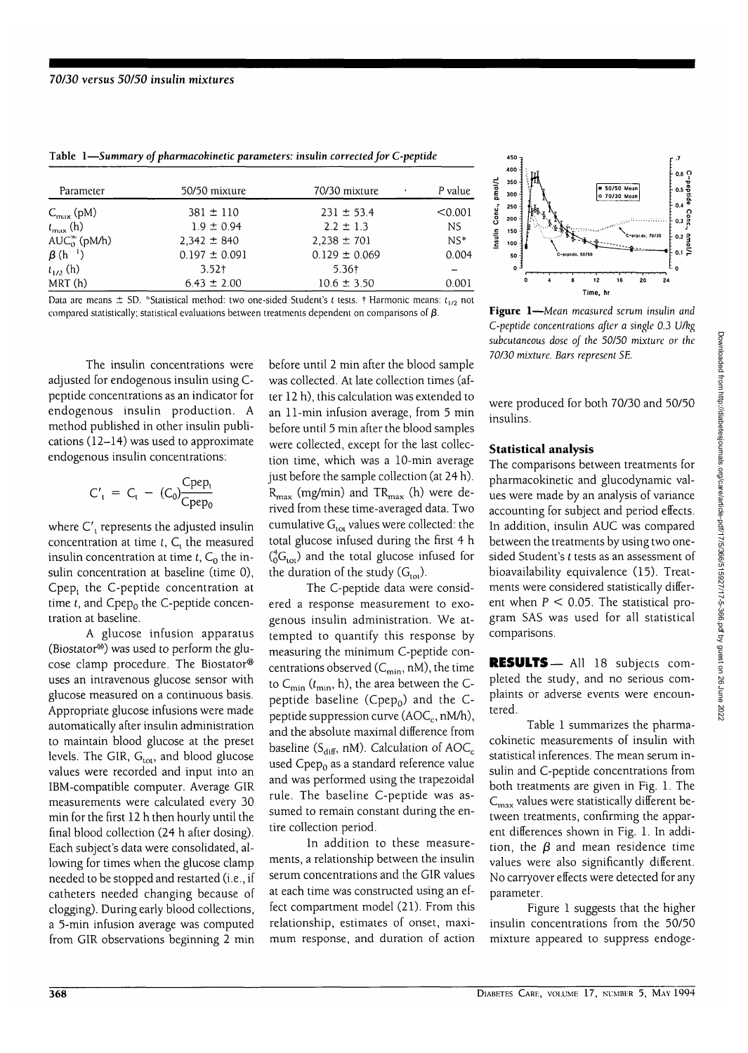**Table 1—*Summary of pharmacokinetic parameters: insulin corrected for C-peptide***

| Parameter | 50/50 mixture | 70/30 mixture | P value |
|---|---|---|---|
| $C_{max}$ (pM) | 381 ± 110 | 231 ± 53.4 | <0.001 |
| $t_{max}$ (h) | 1.9 ± 0.94 | 2.2 ± 1.3 | NS |
| $AUC_0^{\infty}$ (pM/h) | 2,342 ± 840 | 2,238 ± 701 | NS* |
| $\beta$ ($h^{-1}$) | 0.197 ± 0.091 | 0.129 ± 0.069 | 0.004 |
| $t_{1/2}$ (h) | 3.52† | 5.36† | – |
| MRT (h) | 6.43 ± 2.00 | 10.6 ± 3.50 | 0.001 |

Data are means ± SD. *Statistical method: two one-sided Student's *t* tests. † Harmonic means: $t_{1/2}$ not compared statistically; statistical evaluations between treatments dependent on comparisons of $\beta$.

The insulin concentrations were adjusted for endogenous insulin using C-peptide concentrations as an indicator for endogenous insulin production. A method published in other insulin publications (12–14) was used to approximate endogenous insulin concentrations:

$$C'_t = C_t - (C_0)\frac{Cpep_t}{Cpep_0}$$

where $C'_t$ represents the adjusted insulin concentration at time $t$, $C_t$ the measured insulin concentration at time $t$, $C_0$ the insulin concentration at baseline (time 0), $Cpep_t$ the C-peptide concentration at time $t$, and $Cpep_0$ the C-peptide concentration at baseline.

A glucose infusion apparatus (Biostator®) was used to perform the glucose clamp procedure. The Biostator® uses an intravenous glucose sensor with glucose measured on a continuous basis. Appropriate glucose infusions were made automatically after insulin administration to maintain blood glucose at the preset levels. The GIR, $G_{tot}$, and blood glucose values were recorded and input into an IBM-compatible computer. Average GIR measurements were calculated every 30 min for the first 12 h then hourly until the final blood collection (24 h after dosing). Each subject's data were consolidated, allowing for times when the glucose clamp needed to be stopped and restarted (i.e., if catheters needed changing because of clogging). During early blood collections, a 5-min infusion average was computed from GIR observations beginning 2 min before until 2 min after the blood sample was collected. At late collection times (after 12 h), this calculation was extended to an 11-min infusion average, from 5 min before until 5 min after the blood samples were collected, except for the last collection time, which was a 10-min average just before the sample collection (at 24 h). $R_{max}$ (mg/min) and $TR_{max}$ (h) were derived from these time-averaged data. Two cumulative $G_{tot}$ values were collected: the total glucose infused during the first 4 h ($_0^4G_{tot}$) and the total glucose infused for the duration of the study ($G_{tot}$).

The C-peptide data were considered a response measurement to exogenous insulin administration. We attempted to quantify this response by measuring the minimum C-peptide concentrations observed ($C_{min}$, nM), the time to $C_{min}$ ($t_{min}$, h), the area between the C-peptide baseline ($Cpep_0$) and the C-peptide suppression curve ($AOC_c$, nM/h), and the absolute maximal difference from baseline ($S_{diff}$, nM). Calculation of $AOC_c$ used $Cpep_0$ as a standard reference value and was performed using the trapezoidal rule. The baseline C-peptide was assumed to remain constant during the entire collection period.

In addition to these measurements, a relationship between the insulin serum concentrations and the GIR values at each time was constructed using an effect compartment model (21). From this relationship, estimates of onset, maximum response, and duration of action were produced for both 70/30 and 50/50 insulins.

**Figure 1**—*Mean measured serum insulin and C-peptide concentrations after a single 0.3 U/kg subcutaneous dose of the 50/50 mixture or the 70/30 mixture. Bars represent SE.*

### Statistical analysis

The comparisons between treatments for pharmacokinetic and glucodynamic values were made by an analysis of variance accounting for subject and period effects. In addition, insulin AUC was compared between the treatments by using two one-sided Student's *t* tests as an assessment of bioavailability equivalence (15). Treatments were considered statistically different when $P < 0.05$. The statistical program SAS was used for all statistical comparisons.

## RESULTS

All 18 subjects completed the study, and no serious complaints or adverse events were encountered.

Table 1 summarizes the pharmacokinetic measurements of insulin with statistical inferences. The mean serum insulin and C-peptide concentrations from both treatments are given in Fig. 1. The $C_{max}$ values were statistically different between treatments, confirming the apparent differences shown in Fig. 1. In addition, the $\beta$ and mean residence time values were also significantly different. No carryover effects were detected for any parameter.

Figure 1 suggests that the higher insulin concentrations from the 50/50 mixture appeared to suppress endoge-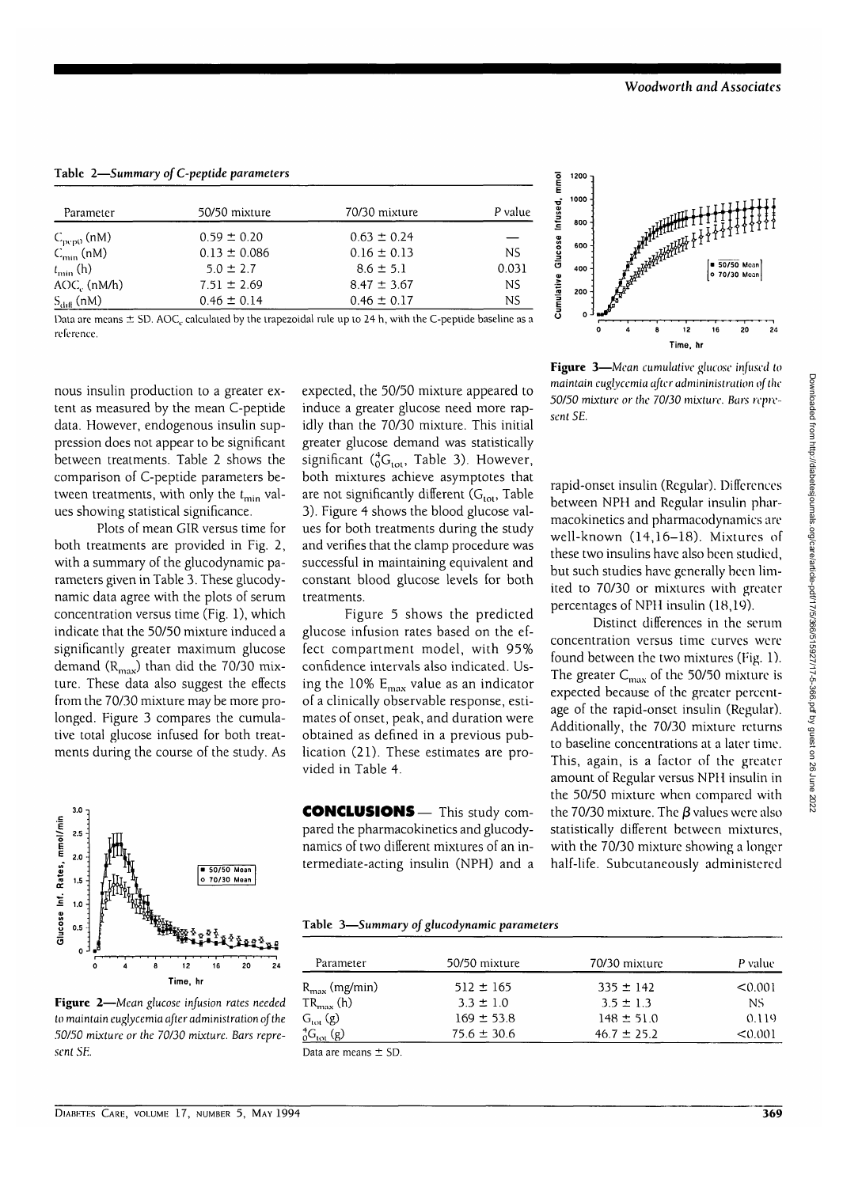**Table 2—*Summary of C-peptide parameters***

| Parameter | 50/50 mixture | 70/30 mixture | P value |
|---|---|---|---|
| $C_{pepo}$ (nM) | 0.59 ± 0.20 | 0.63 ± 0.24 | — |
| $C_{min}$ (nM) | 0.13 ± 0.086 | 0.16 ± 0.13 | NS |
| $t_{min}$ (h) | 5.0 ± 2.7 | 8.6 ± 5.1 | 0.031 |
| $AOC_c$ (nM/h) | 7.51 ± 2.69 | 8.47 ± 3.67 | NS |
| $S_{diff}$ (nM) | 0.46 ± 0.14 | 0.46 ± 0.17 | NS |

Data are means ± SD. $AOC_c$ calculated by the trapezoidal rule up to 24 h, with the C-peptide baseline as a reference.

nous insulin production to a greater extent as measured by the mean C-peptide data. However, endogenous insulin suppression does not appear to be significant between treatments. Table 2 shows the comparison of C-peptide parameters between treatments, with only the $t_{min}$ values showing statistical significance.

Plots of mean GIR versus time for both treatments are provided in Fig. 2, with a summary of the glucodynamic parameters given in Table 3. These glucodynamic data agree with the plots of serum concentration versus time (Fig. 1), which indicate that the 50/50 mixture induced a significantly greater maximum glucose demand ($R_{max}$) than did the 70/30 mixture. These data also suggest the effects from the 70/30 mixture may be more prolonged. Figure 3 compares the cumulative total glucose infused for both treatments during the course of the study. As expected, the 50/50 mixture appeared to induce a greater glucose need more rapidly than the 70/30 mixture. This initial greater glucose demand was statistically significant (${}_0^4G_{tot}$, Table 3). However, both mixtures achieve asymptotes that are not significantly different ($G_{tot}$, Table 3). Figure 4 shows the blood glucose values for both treatments during the study and verifies that the clamp procedure was successful in maintaining equivalent and constant blood glucose levels for both treatments.

Figure 5 shows the predicted glucose infusion rates based on the effect compartment model, with 95% confidence intervals also indicated. Using the 10% $E_{max}$ value as an indicator of a clinically observable response, estimates of onset, peak, and duration were obtained as defined in a previous publication (21). These estimates are provided in Table 4.

**Figure 2**—*Mean glucose infusion rates needed to maintain euglycemia after administration of the 50/50 mixture or the 70/30 mixture. Bars represent SE.*

**Figure 3**—*Mean cumulative glucose infused to maintain euglycemia after admininistration of the 50/50 mixture or the 70/30 mixture. Bars represent SE.*

## CONCLUSIONS

This study compared the pharmacokinetics and glucodynamics of two different mixtures of an intermediate-acting insulin (NPH) and a rapid-onset insulin (Regular). Differences between NPH and Regular insulin pharmacokinetics and pharmacodynamics are well-known (14,16–18). Mixtures of these two insulins have also been studied, but such studies have generally been limited to 70/30 or mixtures with greater percentages of NPH insulin (18,19).

Distinct differences in the serum concentration versus time curves were found between the two mixtures (Fig. 1). The greater $C_{max}$ of the 50/50 mixture is expected because of the greater percentage of the rapid-onset insulin (Regular). Additionally, the 70/30 mixture returns to baseline concentrations at a later time. This, again, is a factor of the greater amount of Regular versus NPH insulin in the 50/50 mixture when compared with the 70/30 mixture. The $\beta$ values were also statistically different between mixtures, with the 70/30 mixture showing a longer half-life. Subcutaneously administered

**Table 3—*Summary of glucodynamic parameters***

| Parameter | 50/50 mixture | 70/30 mixture | P value |
|---|---|---|---|
| $R_{max}$ (mg/min) | 512 ± 165 | 335 ± 142 | <0.001 |
| $TR_{max}$ (h) | 3.3 ± 1.0 | 3.5 ± 1.3 | NS |
| $G_{tot}$ (g) | 169 ± 53.8 | 148 ± 51.0 | 0.119 |
| ${}_0^4G_{tot}$ (g) | 75.6 ± 30.6 | 46.7 ± 25.2 | <0.001 |

Data are means ± SD.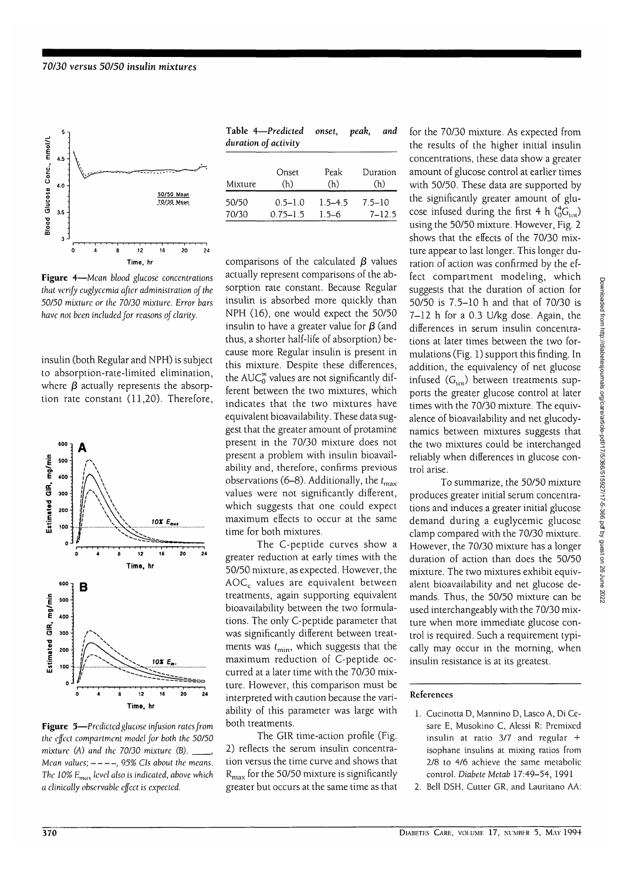Figure 4—*Mean blood glucose concentrations that verify euglycemia after administration of the 50/50 mixture or the 70/30 mixture. Error bars have not been included for reasons of clarity.*

insulin (both Regular and NPH) is subject to absorption-rate-limited elimination, where $\beta$ actually represents the absorption rate constant (11,20). Therefore,

Figure 5—*Predicted glucose infusion rates from the effect compartment model for both the 50/50 mixture (A) and the 70/30 mixture (B). ____, Mean values; – – – –, 95% CIs about the means. The 10% $E_{max}$ level also is indicated, above which a clinically observable effect is expected.*

**Table 4**—*Predicted onset, peak, and duration of activity*

| Mixture | Onset (h) | Peak (h) | Duration (h) |
|---|---|---|---|
| 50/50 | 0.5–1.0 | 1.5–4.5 | 7.5–10 |
| 70/30 | 0.75–1.5 | 1.5–6 | 7–12.5 |

comparisons of the calculated $\beta$ values actually represent comparisons of the absorption rate constant. Because Regular insulin is absorbed more quickly than NPH (16), one would expect the 50/50 insulin to have a greater value for $\beta$ (and thus, a shorter half-life of absorption) because more Regular insulin is present in this mixture. Despite these differences, the $AUC_0^\infty$ values are not significantly different between the two mixtures, which indicates that the two mixtures have equivalent bioavailability. These data suggest that the greater amount of protamine present in the 70/30 mixture does not present a problem with insulin bioavailability and, therefore, confirms previous observations (6–8). Additionally, the $t_{max}$ values were not significantly different, which suggests that one could expect maximum effects to occur at the same time for both mixtures.

The C-peptide curves show a greater reduction at early times with the 50/50 mixture, as expected. However, the $AOC_c$ values are equivalent between treatments, again supporting equivalent bioavailability between the two formulations. The only C-peptide parameter that was significantly different between treatments was $t_{min}$, which suggests that the maximum reduction of C-peptide occurred at a later time with the 70/30 mixture. However, this comparison must be interpreted with caution because the variability of this parameter was large with both treatments.

The GIR time-action profile (Fig. 2) reflects the serum insulin concentration versus the time curve and shows that $R_{max}$ for the 50/50 mixture is significantly greater but occurs at the same time as that for the 70/30 mixture. As expected from the results of the higher initial insulin concentrations, these data show a greater amount of glucose control at earlier times with 50/50. These data are supported by the significantly greater amount of glucose infused during the first 4 h ($_0^4G_{tot}$) using the 50/50 mixture. However, Fig. 2 shows that the effects of the 70/30 mixture appear to last longer. This longer duration of action was confirmed by the effect compartment modeling, which suggests that the duration of action for 50/50 is 7.5–10 h and that of 70/30 is 7–12 h for a 0.3 U/kg dose. Again, the differences in serum insulin concentrations at later times between the two formulations (Fig. 1) support this finding. In addition, the equivalency of net glucose infused ($G_{tot}$) between treatments supports the greater glucose control at later times with the 70/30 mixture. The equivalence of bioavailability and net glucodynamics between mixtures suggests that the two mixtures could be interchanged reliably when differences in glucose control arise.

To summarize, the 50/50 mixture produces greater initial serum concentrations and induces a greater initial glucose demand during a euglycemic glucose clamp compared with the 70/30 mixture. However, the 70/30 mixture has a longer duration of action than does the 50/50 mixture. The two mixtures exhibit equivalent bioavailability and net glucose demands. Thus, the 50/50 mixture can be used interchangeably with the 70/30 mixture when more immediate glucose control is required. Such a requirement typically may occur in the morning, when insulin resistance is at its greatest.

## References

1. Cucinotta D, Mannino D, Lasco A, Di Cesare E, Musokino C, Alessi R: Premixed insulin at ratio 3/7 and regular + isophane insulins at mixing ratios from 2/8 to 4/6 achieve the same metabolic control. *Diabete Metab* 17:49–54, 1991
2. Bell DSH, Cutter GR, and Lauritano AA: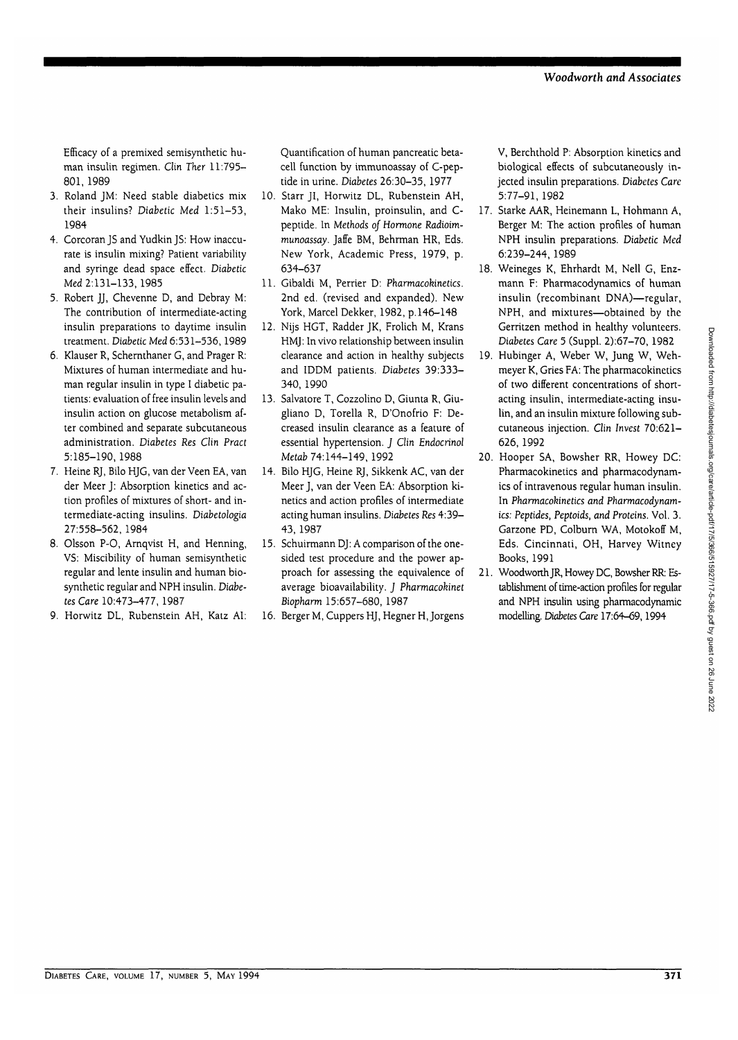Efficacy of a premixed semisynthetic human insulin regimen. *Clin Ther* 11:795–801, 1989

3. Roland JM: Need stable diabetics mix their insulins? *Diabetic Med* 1:51–53, 1984
4. Corcoran JS and Yudkin JS: How inaccurate is insulin mixing? Patient variability and syringe dead space effect. *Diabetic Med* 2:131–133, 1985
5. Robert JJ, Chevenne D, and Debray M: The contribution of intermediate-acting insulin preparations to daytime insulin treatment. *Diabetic Med* 6:531–536, 1989
6. Klauser R, Schernthaner G, and Prager R: Mixtures of human intermediate and human regular insulin in type I diabetic patients: evaluation of free insulin levels and insulin action on glucose metabolism after combined and separate subcutaneous administration. *Diabetes Res Clin Pract* 5:185–190, 1988
7. Heine RJ, Bilo HJG, van der Veen EA, van der Meer J: Absorption kinetics and action profiles of mixtures of short- and intermediate-acting insulins. *Diabetologia* 27:558–562, 1984
8. Olsson P-O, Arnqvist H, and Henning, VS: Miscibility of human semisynthetic regular and lente insulin and human biosynthetic regular and NPH insulin. *Diabetes Care* 10:473–477, 1987
9. Horwitz DL, Rubenstein AH, Katz AI: Quantification of human pancreatic beta-cell function by immunoassay of C-peptide in urine. *Diabetes* 26:30–35, 1977
10. Starr JI, Horwitz DL, Rubenstein AH, Mako ME: Insulin, proinsulin, and C-peptide. In *Methods of Hormone Radioimmunoassay*. Jaffe BM, Behrman HR, Eds. New York, Academic Press, 1979, p. 634–637
11. Gibaldi M, Perrier D: *Pharmacokinetics*. 2nd ed. (revised and expanded). New York, Marcel Dekker, 1982, p.146–148
12. Nijs HGT, Radder JK, Frolich M, Krans HMJ: In vivo relationship between insulin clearance and action in healthy subjects and IDDM patients. *Diabetes* 39:333–340, 1990
13. Salvatore T, Cozzolino D, Giunta R, Giugliano D, Torella R, D'Onofrio F: Decreased insulin clearance as a feature of essential hypertension. *J Clin Endocrinol Metab* 74:144–149, 1992
14. Bilo HJG, Heine RJ, Sikkenk AC, van der Meer J, van der Veen EA: Absorption kinetics and action profiles of intermediate acting human insulins. *Diabetes Res* 4:39–43, 1987
15. Schuirmann DJ: A comparison of the one-sided test procedure and the power approach for assessing the equivalence of average bioavailability. *J Pharmacokinet Biopharm* 15:657–680, 1987
16. Berger M, Cuppers HJ, Hegner H, Jorgens V, Berchthold P: Absorption kinetics and biological effects of subcutaneously injected insulin preparations. *Diabetes Care* 5:77–91, 1982
17. Starke AAR, Heinemann L, Hohmann A, Berger M: The action profiles of human NPH insulin preparations. *Diabetic Med* 6:239–244, 1989
18. Weineges K, Ehrhardt M, Nell G, Enzmann F: Pharmacodynamics of human insulin (recombinant DNA)—regular, NPH, and mixtures—obtained by the Gerritzen method in healthy volunteers. *Diabetes Care* 5 (Suppl. 2):67–70, 1982
19. Hubinger A, Weber W, Jung W, Wehmeyer K, Gries FA: The pharmacokinetics of two different concentrations of short-acting insulin, intermediate-acting insulin, and an insulin mixture following subcutaneous injection. *Clin Invest* 70:621–626, 1992
20. Hooper SA, Bowsher RR, Howey DC: Pharmacokinetics and pharmacodynamics of intravenous regular human insulin. In *Pharmacokinetics and Pharmacodynamics: Peptides, Peptoids, and Proteins*. Vol. 3. Garzone PD, Colburn WA, Motokoff M, Eds. Cincinnati, OH, Harvey Witney Books, 1991
21. Woodworth JR, Howey DC, Bowsher RR: Establishment of time-action profiles for regular and NPH insulin using pharmacodynamic modelling. *Diabetes Care* 17:64–69, 1994